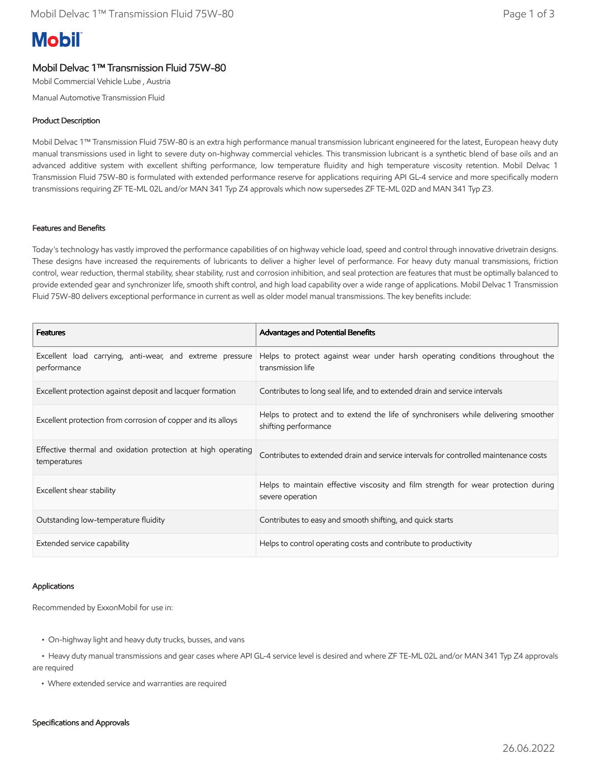Mobil

# Mobil Delvac 1™ Transmission Fluid 75W-80

Mobil Commercial Vehicle Lube , Austria

Manual Automotive Transmission Fluid

## Product Description

Mobil Delvac 1™ Transmission Fluid 75W-80 is an extra high performance manual transmission lubricant engineered for the latest, European heavy duty manual transmissions used in light to severe duty on-highway commercial vehicles. This transmission lubricant is a synthetic blend of base oils and an advanced additive system with excellent shifting performance, low temperature fluidity and high temperature viscosity retention. Mobil Delvac 1 Transmission Fluid 75W-80 is formulated with extended performance reserve for applications requiring API GL-4 service and more specifically modern transmissions requiring ZF TE-ML 02L and/or MAN 341 Typ Z4 approvals which now supersedes ZF TE-ML 02D and MAN 341 Typ Z3.

## Features and Benefits

Today's technology has vastly improved the performance capabilities of on highway vehicle load, speed and control through innovative drivetrain designs. These designs have increased the requirements of lubricants to deliver a higher level of performance. For heavy duty manual transmissions, friction control, wear reduction, thermal stability, shear stability, rust and corrosion inhibition, and seal protection are features that must be optimally balanced to provide extended gear and synchronizer life, smooth shift control, and high load capability over a wide range of applications. Mobil Delvac 1 Transmission Fluid 75W-80 delivers exceptional performance in current as well as older model manual transmissions. The key benefits include:

| Features | Advantages and Potential Benefits |
|---|---|
| Excellent load carrying, anti-wear, and extreme pressure performance | Helps to protect against wear under harsh operating conditions throughout the transmission life |
| Excellent protection against deposit and lacquer formation | Contributes to long seal life, and to extended drain and service intervals |
| Excellent protection from corrosion of copper and its alloys | Helps to protect and to extend the life of synchronisers while delivering smoother shifting performance |
| Effective thermal and oxidation protection at high operating temperatures | Contributes to extended drain and service intervals for controlled maintenance costs |
| Excellent shear stability | Helps to maintain effective viscosity and film strength for wear protection during severe operation |
| Outstanding low-temperature fluidity | Contributes to easy and smooth shifting, and quick starts |
| Extended service capability | Helps to control operating costs and contribute to productivity |

## Applications

Recommended by ExxonMobil for use in:

- On-highway light and heavy duty trucks, busses, and vans
- Heavy duty manual transmissions and gear cases where API GL-4 service level is desired and where ZF TE-ML 02L and/or MAN 341 Typ Z4 approvals are required
- Where extended service and warranties are required

## Specifications and Approvals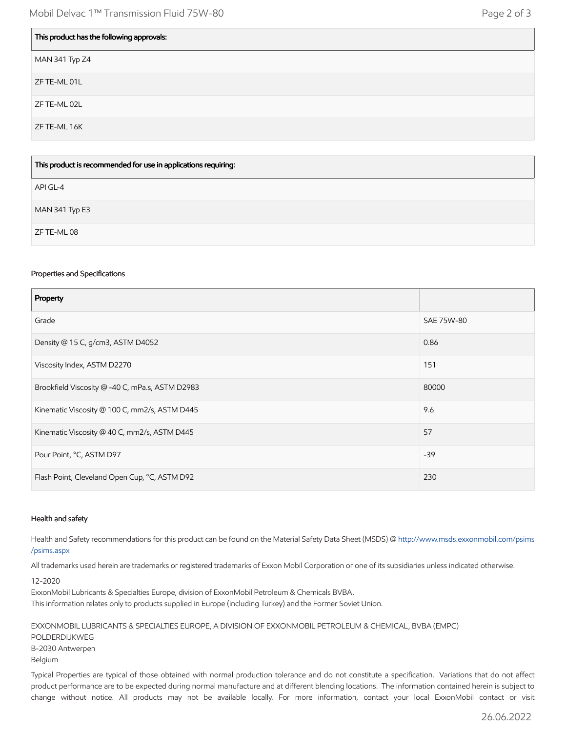| This product has the following approvals: |
|---|
| MAN 341 Typ Z4 |
| ZF TE-ML 01L |
| ZF TE-ML 02L |
| ZF TE-ML 16K |

| This product is recommended for use in applications requiring: |
|---|
| API GL-4 |
| MAN 341 Typ E3 |
| ZF TE-ML 08 |

### Properties and Specifications

| Property | |
|---|---|
| Grade | SAE 75W-80 |
| Density @ 15 C, g/cm3, ASTM D4052 | 0.86 |
| Viscosity Index, ASTM D2270 | 151 |
| Brookfield Viscosity @ -40 C, mPa.s, ASTM D2983 | 80000 |
| Kinematic Viscosity @ 100 C, mm2/s, ASTM D445 | 9.6 |
| Kinematic Viscosity @ 40 C, mm2/s, ASTM D445 | 57 |
| Pour Point, °C, ASTM D97 | -39 |
| Flash Point, Cleveland Open Cup, °C, ASTM D92 | 230 |

### Health and safety

Health and Safety recommendations for this product can be found on the Material Safety Data Sheet (MSDS) @ http://www.msds.exxonmobil.com/psims/psims.aspx

All trademarks used herein are trademarks or registered trademarks of Exxon Mobil Corporation or one of its subsidiaries unless indicated otherwise.

12-2020
ExxonMobil Lubricants & Specialties Europe, division of ExxonMobil Petroleum & Chemicals BVBA.
This information relates only to products supplied in Europe (including Turkey) and the Former Soviet Union.

EXXONMOBIL LUBRICANTS & SPECIALTIES EUROPE, A DIVISION OF EXXONMOBIL PETROLEUM & CHEMICAL, BVBA (EMPC)
POLDERDIJKWEG
B-2030 Antwerpen
Belgium

Typical Properties are typical of those obtained with normal production tolerance and do not constitute a specification. Variations that do not affect product performance are to be expected during normal manufacture and at different blending locations. The information contained herein is subject to change without notice. All products may not be available locally. For more information, contact your local ExxonMobil contact or visit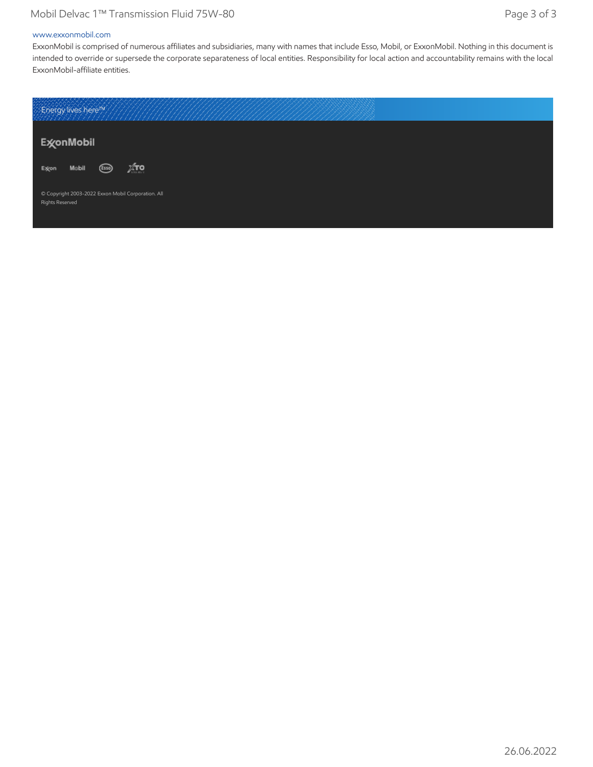www.exxonmobil.com

ExxonMobil is comprised of numerous affiliates and subsidiaries, many with names that include Esso, Mobil, or ExxonMobil. Nothing in this document is intended to override or supersede the corporate separateness of local entities. Responsibility for local action and accountability remains with the local ExxonMobil-affiliate entities.

Energy lives here™

ExxonMobil

Exxon Mobil Esso XTO

© Copyright 2003-2022 Exxon Mobil Corporation. All Rights Reserved

26.06.2022